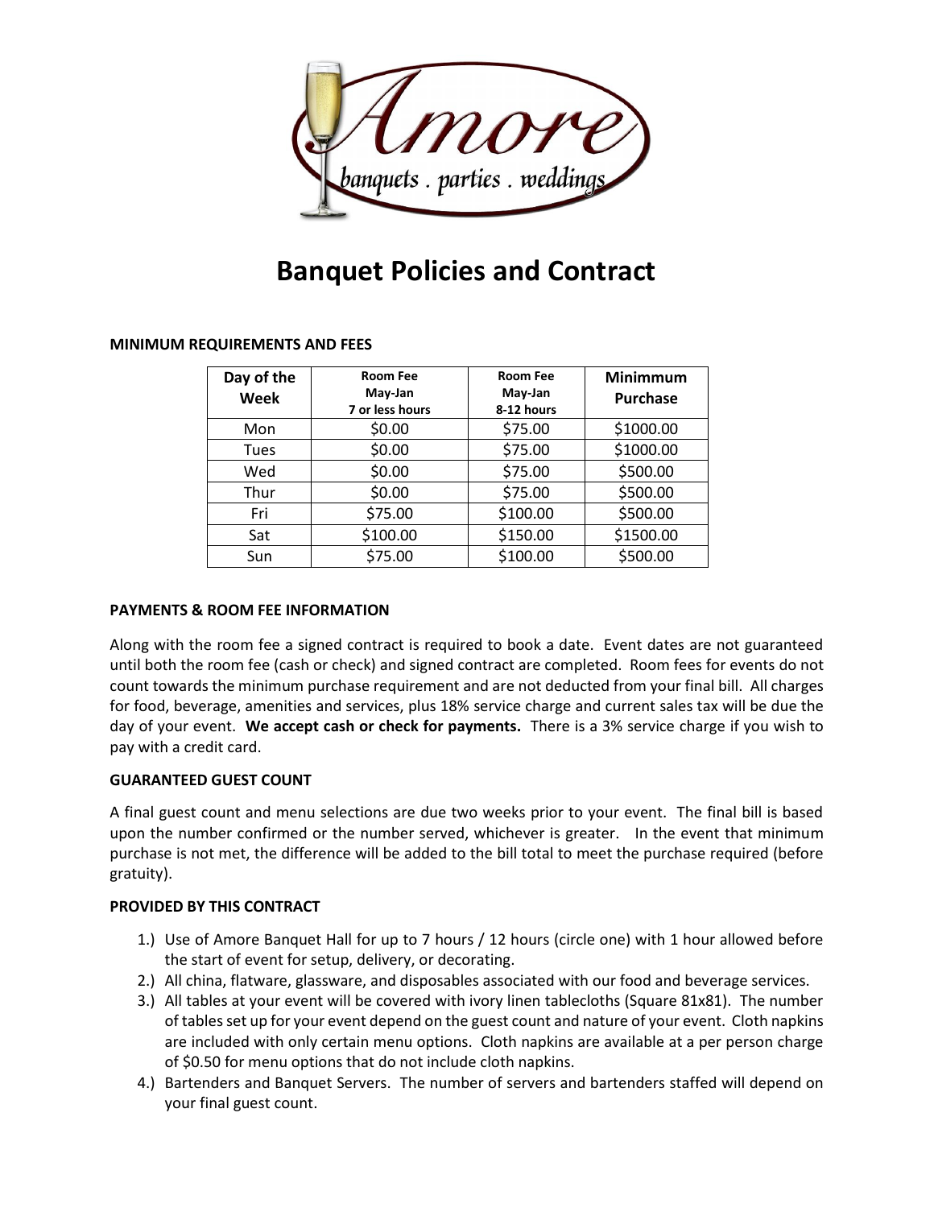# Banquet Policies and Contract

**MINIMUM REQUIREMENTS AND FEES**

| Day of the Week | Room Fee May-Jan 7 or less hours | Room Fee May-Jan 8-12 hours | Minimmum Purchase |
|---|---|---|---|
| Mon | $0.00 | $75.00 | $1000.00 |
| Tues | $0.00 | $75.00 | $1000.00 |
| Wed | $0.00 | $75.00 | $500.00 |
| Thur | $0.00 | $75.00 | $500.00 |
| Fri | $75.00 | $100.00 | $500.00 |
| Sat | $100.00 | $150.00 | $1500.00 |
| Sun | $75.00 | $100.00 | $500.00 |

**PAYMENTS & ROOM FEE INFORMATION**

Along with the room fee a signed contract is required to book a date. Event dates are not guaranteed until both the room fee (cash or check) and signed contract are completed. Room fees for events do not count towards the minimum purchase requirement and are not deducted from your final bill. All charges for food, beverage, amenities and services, plus 18% service charge and current sales tax will be due the day of your event. **We accept cash or check for payments.** There is a 3% service charge if you wish to pay with a credit card.

**GUARANTEED GUEST COUNT**

A final guest count and menu selections are due two weeks prior to your event. The final bill is based upon the number confirmed or the number served, whichever is greater. In the event that minimum purchase is not met, the difference will be added to the bill total to meet the purchase required (before gratuity).

**PROVIDED BY THIS CONTRACT**

1.) Use of Amore Banquet Hall for up to 7 hours / 12 hours (circle one) with 1 hour allowed before the start of event for setup, delivery, or decorating.
2.) All china, flatware, glassware, and disposables associated with our food and beverage services.
3.) All tables at your event will be covered with ivory linen tablecloths (Square 81x81). The number of tables set up for your event depend on the guest count and nature of your event. Cloth napkins are included with only certain menu options. Cloth napkins are available at a per person charge of $0.50 for menu options that do not include cloth napkins.
4.) Bartenders and Banquet Servers. The number of servers and bartenders staffed will depend on your final guest count.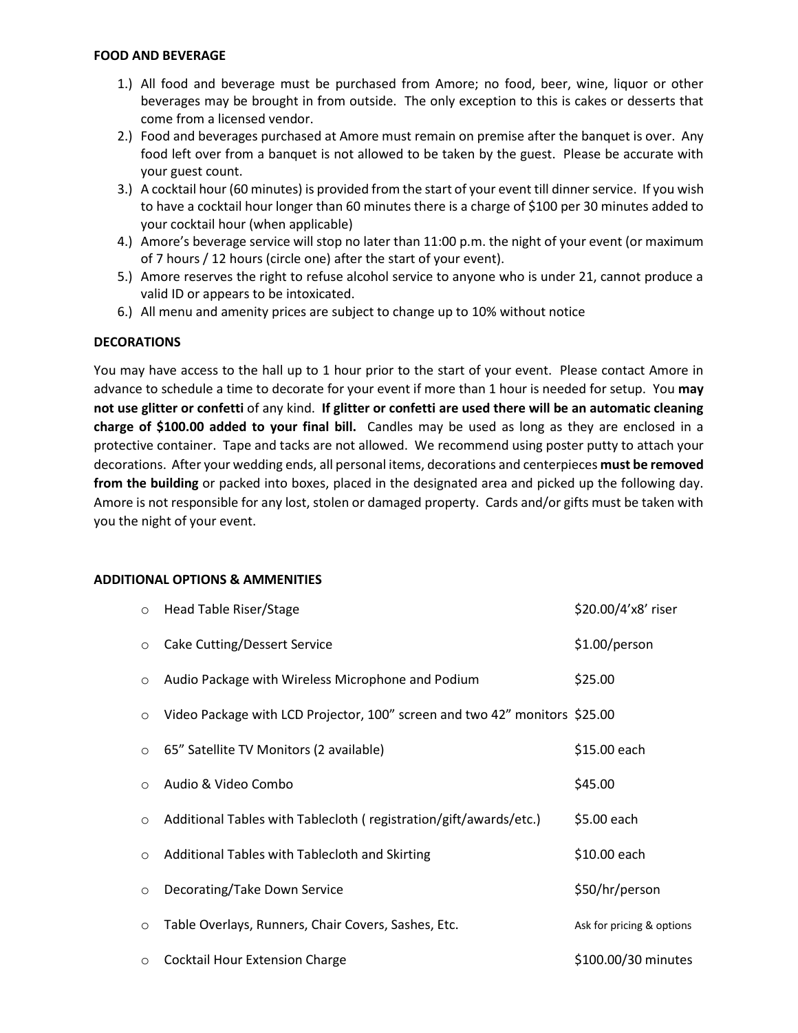**FOOD AND BEVERAGE**

1.) All food and beverage must be purchased from Amore; no food, beer, wine, liquor or other beverages may be brought in from outside. The only exception to this is cakes or desserts that come from a licensed vendor.
2.) Food and beverages purchased at Amore must remain on premise after the banquet is over. Any food left over from a banquet is not allowed to be taken by the guest. Please be accurate with your guest count.
3.) A cocktail hour (60 minutes) is provided from the start of your event till dinner service. If you wish to have a cocktail hour longer than 60 minutes there is a charge of $100 per 30 minutes added to your cocktail hour (when applicable)
4.) Amore's beverage service will stop no later than 11:00 p.m. the night of your event (or maximum of 7 hours / 12 hours (circle one) after the start of your event).
5.) Amore reserves the right to refuse alcohol service to anyone who is under 21, cannot produce a valid ID or appears to be intoxicated.
6.) All menu and amenity prices are subject to change up to 10% without notice

**DECORATIONS**

You may have access to the hall up to 1 hour prior to the start of your event. Please contact Amore in advance to schedule a time to decorate for your event if more than 1 hour is needed for setup. You **may not use glitter or confetti** of any kind. **If glitter or confetti are used there will be an automatic cleaning charge of $100.00 added to your final bill.** Candles may be used as long as they are enclosed in a protective container. Tape and tacks are not allowed. We recommend using poster putty to attach your decorations. After your wedding ends, all personal items, decorations and centerpieces **must be removed from the building** or packed into boxes, placed in the designated area and picked up the following day. Amore is not responsible for any lost, stolen or damaged property. Cards and/or gifts must be taken with you the night of your event.

**ADDITIONAL OPTIONS & AMMENITIES**

| Item | Price |
|---|---|
| Head Table Riser/Stage | $20.00/4'x8' riser |
| Cake Cutting/Dessert Service | $1.00/person |
| Audio Package with Wireless Microphone and Podium | $25.00 |
| Video Package with LCD Projector, 100" screen and two 42" monitors | $25.00 |
| 65" Satellite TV Monitors (2 available) | $15.00 each |
| Audio & Video Combo | $45.00 |
| Additional Tables with Tablecloth ( registration/gift/awards/etc.) | $5.00 each |
| Additional Tables with Tablecloth and Skirting | $10.00 each |
| Decorating/Take Down Service | $50/hr/person |
| Table Overlays, Runners, Chair Covers, Sashes, Etc. | Ask for pricing & options |
| Cocktail Hour Extension Charge | $100.00/30 minutes |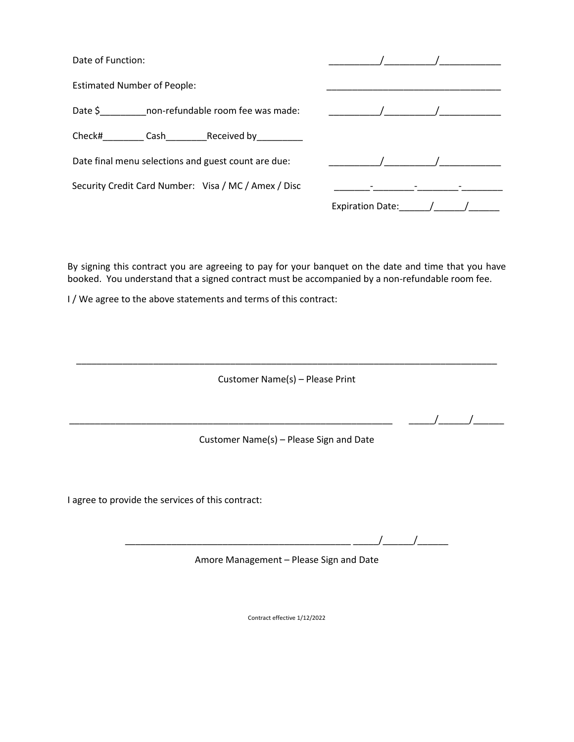| | |
|---|---|
| Date of Function: | __________/__________/____________ |
| Estimated Number of People: | __________________________________ |
| Date $_________non-refundable room fee was made: | __________/__________/____________ |
| Check#________ Cash________Received by_________ | |
| Date final menu selections and guest count are due: | __________/__________/____________ |
| Security Credit Card Number: Visa / MC / Amex / Disc | _______-________-________-________ |
| | Expiration Date:______/______/______ |

By signing this contract you are agreeing to pay for your banquet on the date and time that you have booked. You understand that a signed contract must be accompanied by a non-refundable room fee.

I / We agree to the above statements and terms of this contract:

_____________________________________________________________________________________

Customer Name(s) – Please Print

_________________________________________________________________ _____/______/______

Customer Name(s) – Please Sign and Date

I agree to provide the services of this contract:

____________________________________________ _____/______/______

Amore Management – Please Sign and Date

Contract effective 1/12/2022